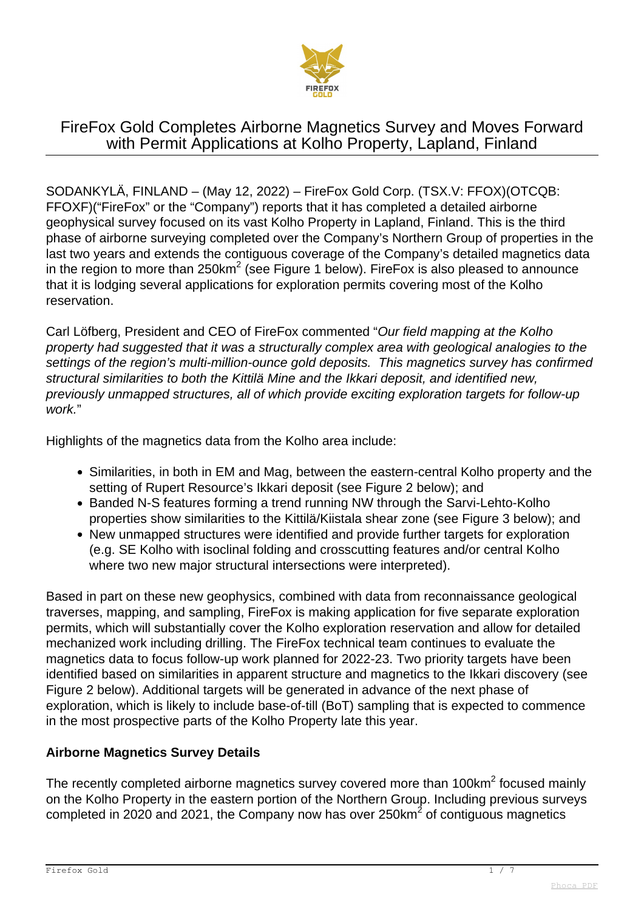# FireFox Gold Completes Airborne Magnetics Survey and Moves Forward with Permit Applications at Kolho Property, Lapland, Finland

SODANKYLÄ, FINLAND – (May 12, 2022) – FireFox Gold Corp. (TSX.V: FFOX)(OTCQB: FFOXF)("FireFox" or the "Company") reports that it has completed a detailed airborne geophysical survey focused on its vast Kolho Property in Lapland, Finland. This is the third phase of airborne surveying completed over the Company's Northern Group of properties in the last two years and extends the contiguous coverage of the Company's detailed magnetics data in the region to more than 250km$^2$ (see Figure 1 below). FireFox is also pleased to announce that it is lodging several applications for exploration permits covering most of the Kolho reservation.

Carl Löfberg, President and CEO of FireFox commented "*Our field mapping at the Kolho property had suggested that it was a structurally complex area with geological analogies to the settings of the region's multi-million-ounce gold deposits. This magnetics survey has confirmed structural similarities to both the Kittilä Mine and the Ikkari deposit, and identified new, previously unmapped structures, all of which provide exciting exploration targets for follow-up work.*"

Highlights of the magnetics data from the Kolho area include:

- Similarities, in both in EM and Mag, between the eastern-central Kolho property and the setting of Rupert Resource's Ikkari deposit (see Figure 2 below); and
- Banded N-S features forming a trend running NW through the Sarvi-Lehto-Kolho properties show similarities to the Kittilä/Kiistala shear zone (see Figure 3 below); and
- New unmapped structures were identified and provide further targets for exploration (e.g. SE Kolho with isoclinal folding and crosscutting features and/or central Kolho where two new major structural intersections were interpreted).

Based in part on these new geophysics, combined with data from reconnaissance geological traverses, mapping, and sampling, FireFox is making application for five separate exploration permits, which will substantially cover the Kolho exploration reservation and allow for detailed mechanized work including drilling. The FireFox technical team continues to evaluate the magnetics data to focus follow-up work planned for 2022-23. Two priority targets have been identified based on similarities in apparent structure and magnetics to the Ikkari discovery (see Figure 2 below). Additional targets will be generated in advance of the next phase of exploration, which is likely to include base-of-till (BoT) sampling that is expected to commence in the most prospective parts of the Kolho Property late this year.

**Airborne Magnetics Survey Details**

The recently completed airborne magnetics survey covered more than 100km$^2$ focused mainly on the Kolho Property in the eastern portion of the Northern Group. Including previous surveys completed in 2020 and 2021, the Company now has over 250km$^2$ of contiguous magnetics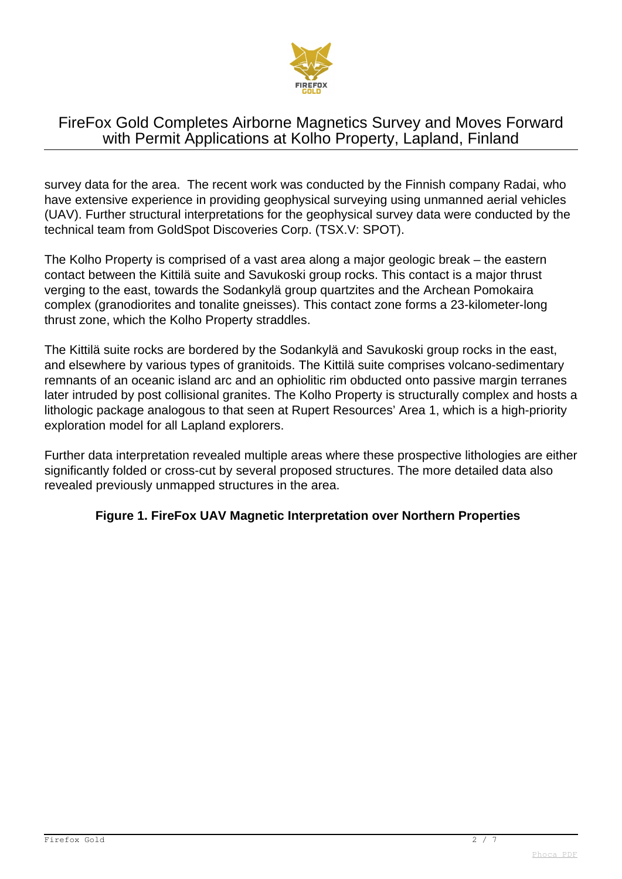survey data for the area.  The recent work was conducted by the Finnish company Radai, who have extensive experience in providing geophysical surveying using unmanned aerial vehicles (UAV). Further structural interpretations for the geophysical survey data were conducted by the technical team from GoldSpot Discoveries Corp. (TSX.V: SPOT).

The Kolho Property is comprised of a vast area along a major geologic break – the eastern contact between the Kittilä suite and Savukoski group rocks. This contact is a major thrust verging to the east, towards the Sodankylä group quartzites and the Archean Pomokaira complex (granodiorites and tonalite gneisses). This contact zone forms a 23-kilometer-long thrust zone, which the Kolho Property straddles.

The Kittilä suite rocks are bordered by the Sodankylä and Savukoski group rocks in the east, and elsewhere by various types of granitoids. The Kittilä suite comprises volcano-sedimentary remnants of an oceanic island arc and an ophiolitic rim obducted onto passive margin terranes later intruded by post collisional granites. The Kolho Property is structurally complex and hosts a lithologic package analogous to that seen at Rupert Resources' Area 1, which is a high-priority exploration model for all Lapland explorers.

Further data interpretation revealed multiple areas where these prospective lithologies are either significantly folded or cross-cut by several proposed structures. The more detailed data also revealed previously unmapped structures in the area.

**Figure 1. FireFox UAV Magnetic Interpretation over Northern Properties**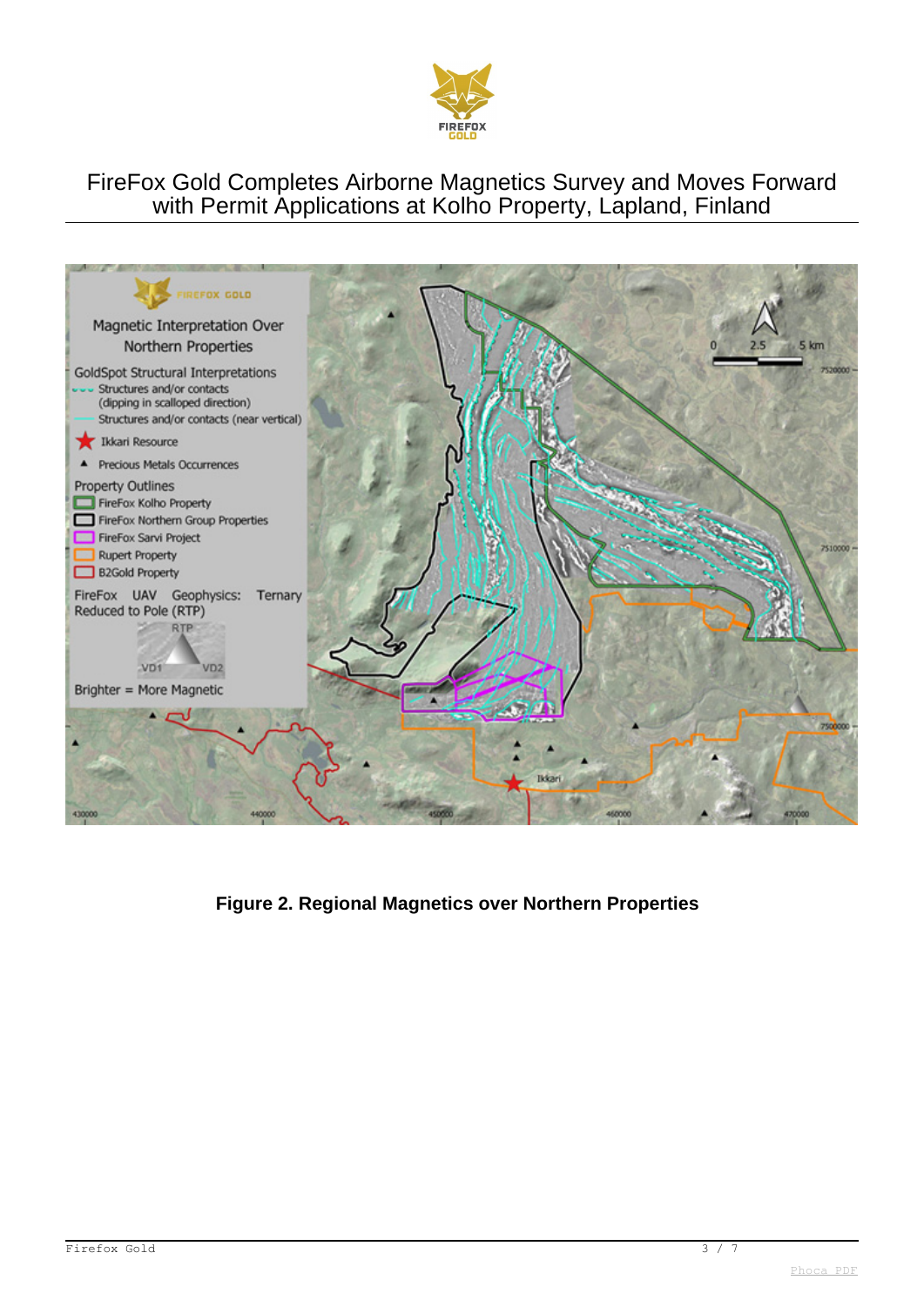Figure 2. Regional Magnetics over Northern Properties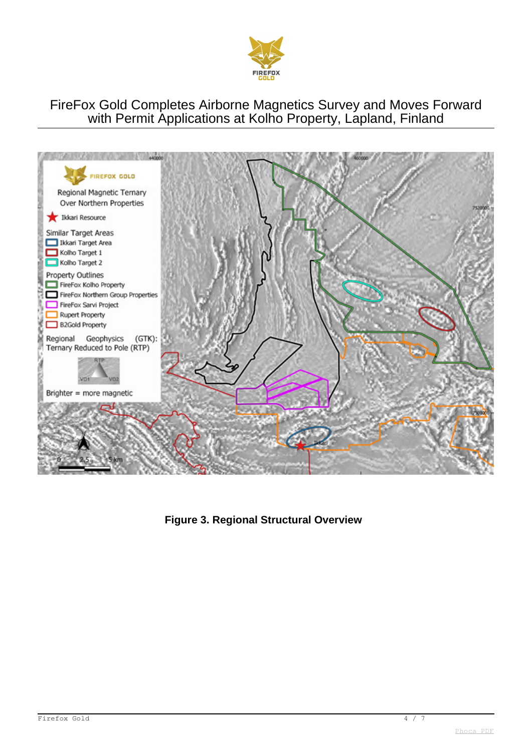FireFox Gold Completes Airborne Magnetics Survey and Moves Forward with Permit Applications at Kolho Property, Lapland, Finland

**Figure 3. Regional Structural Overview**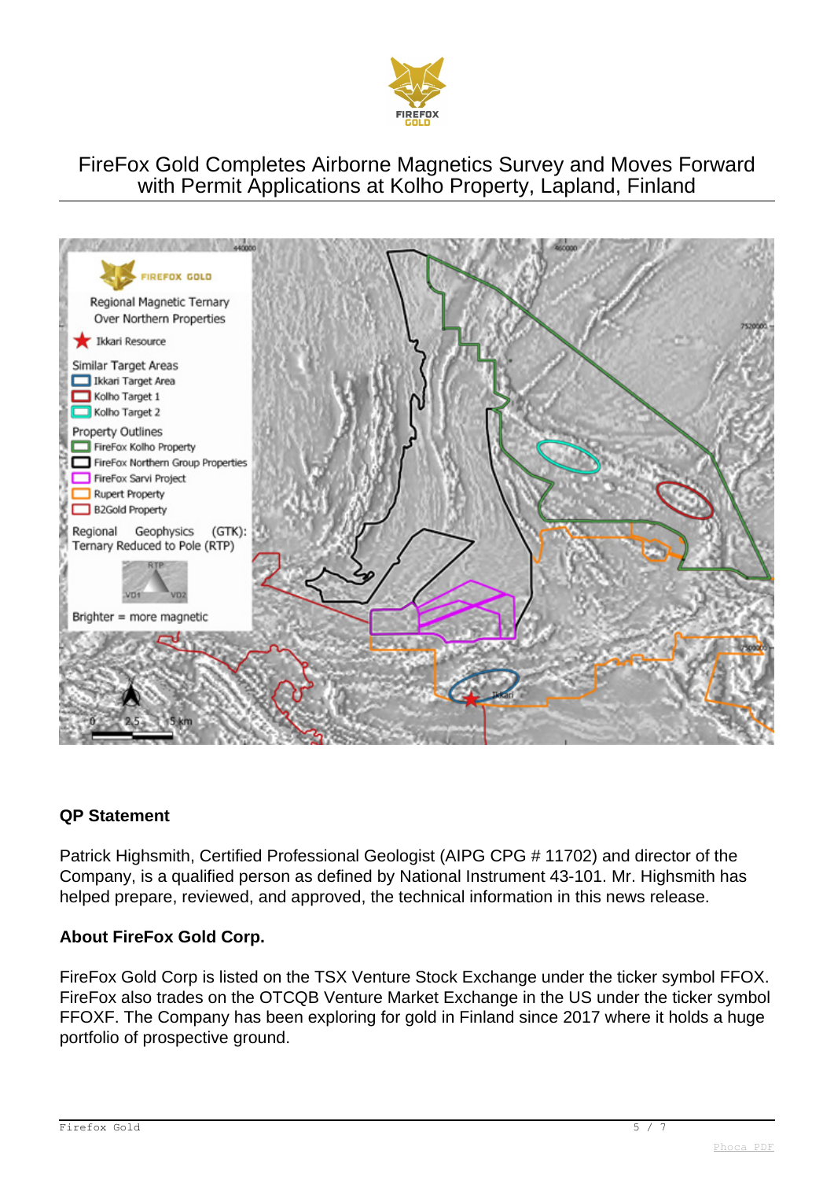# FireFox Gold Completes Airborne Magnetics Survey and Moves Forward with Permit Applications at Kolho Property, Lapland, Finland

**QP Statement**

Patrick Highsmith, Certified Professional Geologist (AIPG CPG # 11702) and director of the Company, is a qualified person as defined by National Instrument 43-101. Mr. Highsmith has helped prepare, reviewed, and approved, the technical information in this news release.

**About FireFox Gold Corp.**

FireFox Gold Corp is listed on the TSX Venture Stock Exchange under the ticker symbol FFOX. FireFox also trades on the OTCQB Venture Market Exchange in the US under the ticker symbol FFOXF. The Company has been exploring for gold in Finland since 2017 where it holds a huge portfolio of prospective ground.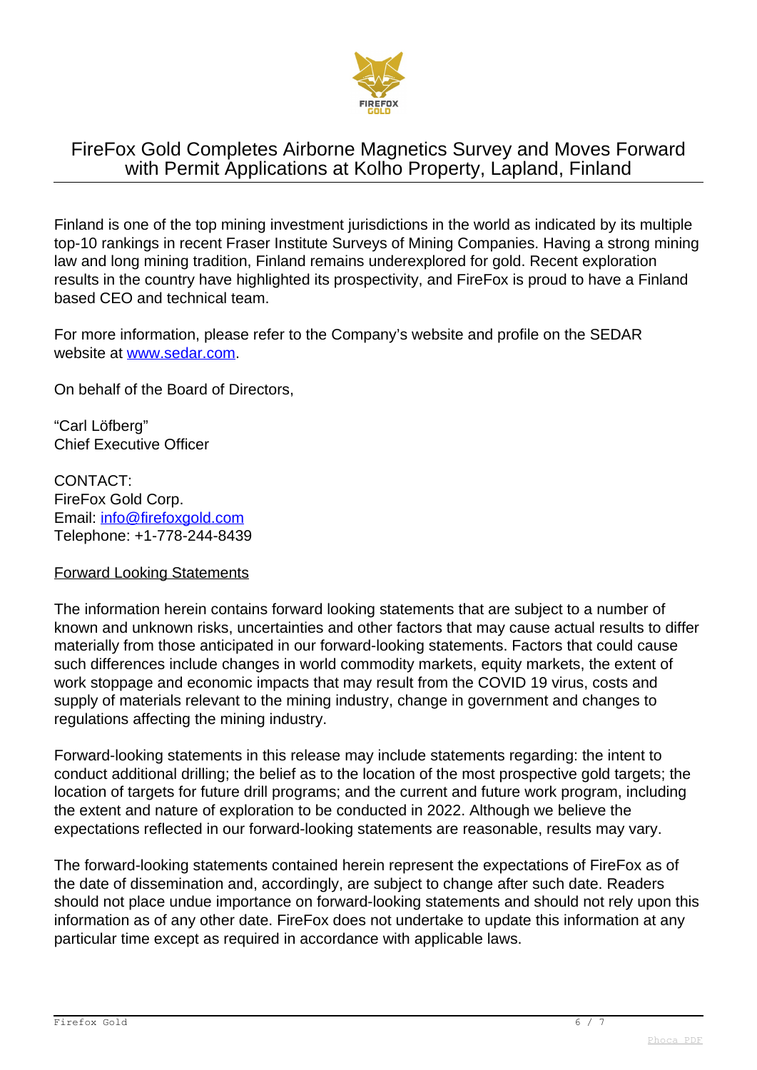# FireFox Gold Completes Airborne Magnetics Survey and Moves Forward with Permit Applications at Kolho Property, Lapland, Finland

Finland is one of the top mining investment jurisdictions in the world as indicated by its multiple top-10 rankings in recent Fraser Institute Surveys of Mining Companies. Having a strong mining law and long mining tradition, Finland remains underexplored for gold. Recent exploration results in the country have highlighted its prospectivity, and FireFox is proud to have a Finland based CEO and technical team.

For more information, please refer to the Company's website and profile on the SEDAR website at www.sedar.com.

On behalf of the Board of Directors,

"Carl Löfberg"
Chief Executive Officer

CONTACT:
FireFox Gold Corp.
Email: info@firefoxgold.com
Telephone: +1-778-244-8439

Forward Looking Statements

The information herein contains forward looking statements that are subject to a number of known and unknown risks, uncertainties and other factors that may cause actual results to differ materially from those anticipated in our forward-looking statements. Factors that could cause such differences include changes in world commodity markets, equity markets, the extent of work stoppage and economic impacts that may result from the COVID 19 virus, costs and supply of materials relevant to the mining industry, change in government and changes to regulations affecting the mining industry.

Forward-looking statements in this release may include statements regarding: the intent to conduct additional drilling; the belief as to the location of the most prospective gold targets; the location of targets for future drill programs; and the current and future work program, including the extent and nature of exploration to be conducted in 2022. Although we believe the expectations reflected in our forward-looking statements are reasonable, results may vary.

The forward-looking statements contained herein represent the expectations of FireFox as of the date of dissemination and, accordingly, are subject to change after such date. Readers should not place undue importance on forward-looking statements and should not rely upon this information as of any other date. FireFox does not undertake to update this information at any particular time except as required in accordance with applicable laws.